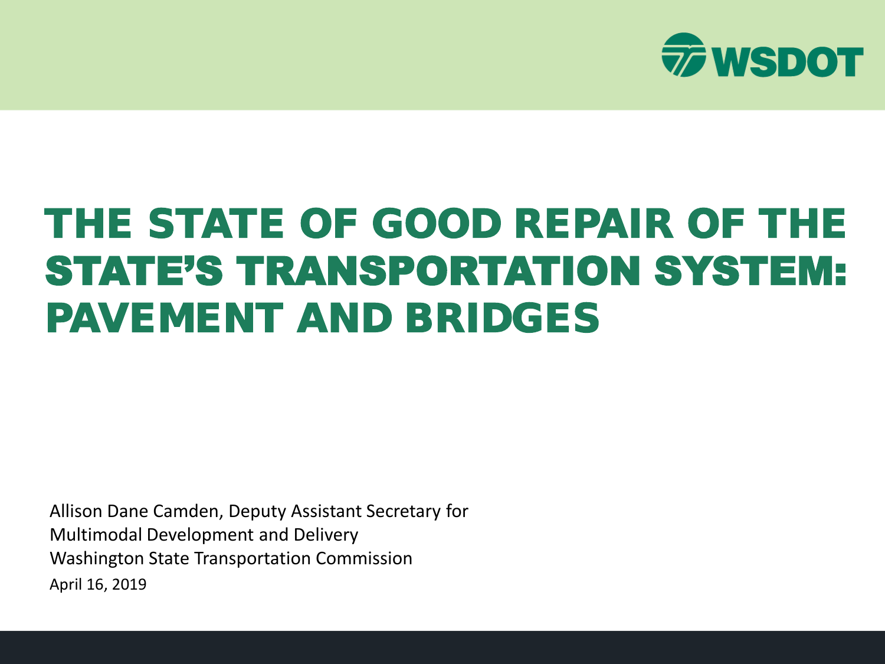WSDOT

# THE STATE OF GOOD REPAIR OF THE STATE'S TRANSPORTATION SYSTEM: PAVEMENT AND BRIDGES

Allison Dane Camden, Deputy Assistant Secretary for Multimodal Development and Delivery
Washington State Transportation Commission
April 16, 2019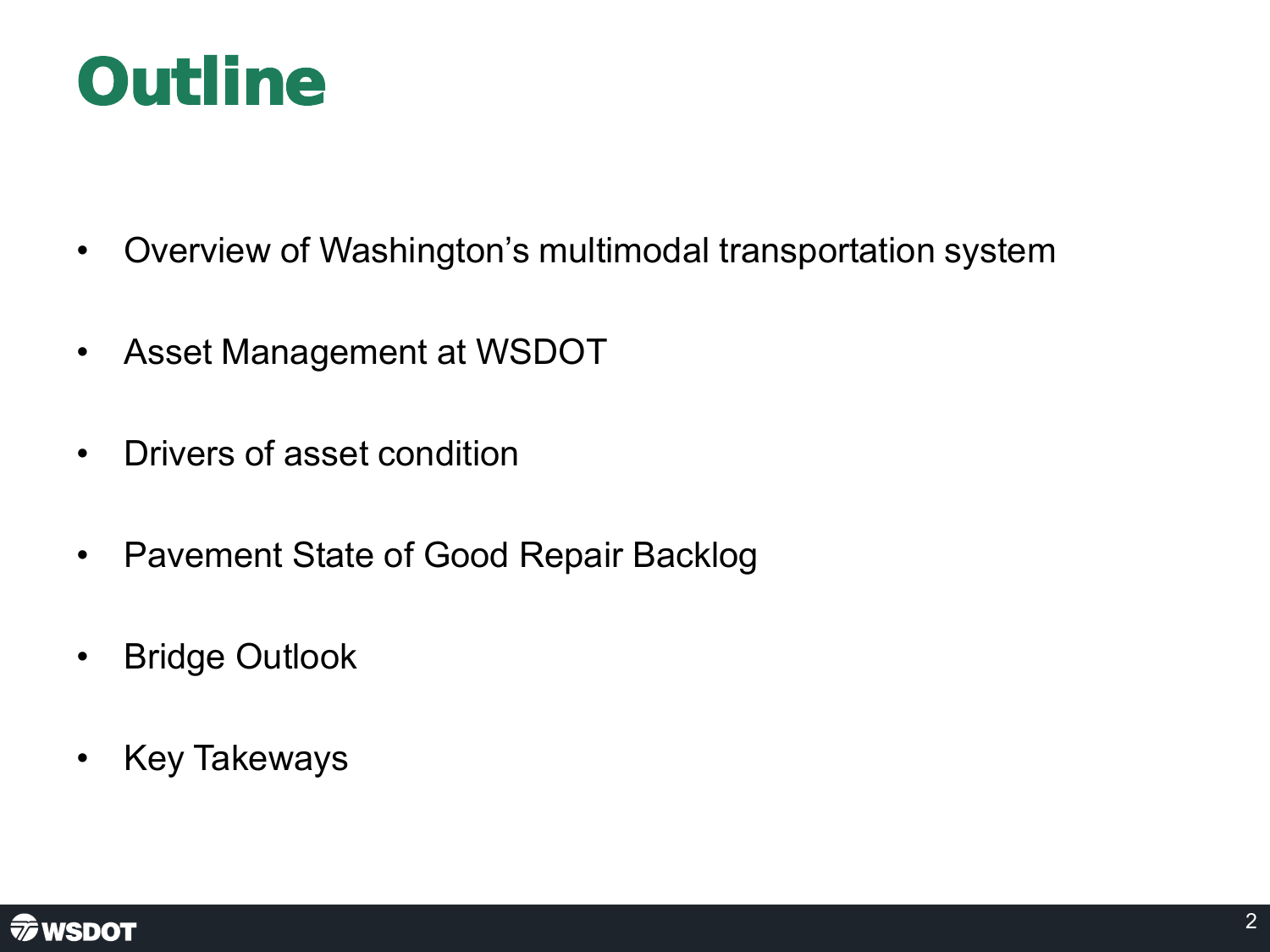# Outline

- Overview of Washington’s multimodal transportation system
- Asset Management at WSDOT
- Drivers of asset condition
- Pavement State of Good Repair Backlog
- Bridge Outlook
- Key Takeways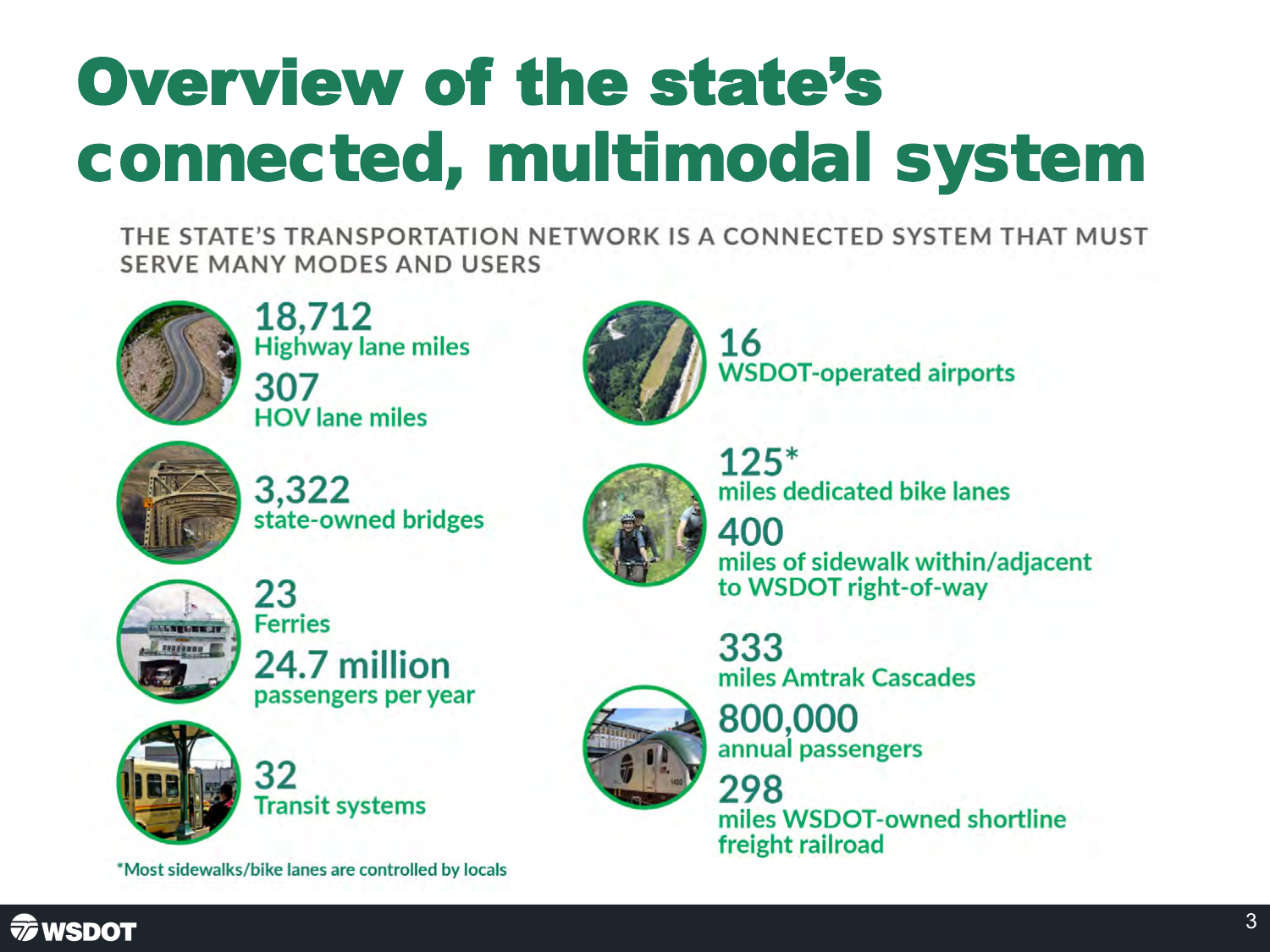# Overview of the state's connected, multimodal system

THE STATE'S TRANSPORTATION NETWORK IS A CONNECTED SYSTEM THAT MUST SERVE MANY MODES AND USERS

**18,712**
Highway lane miles

**307**
HOV lane miles

**3,322**
state-owned bridges

**23**
Ferries

**24.7 million**
passengers per year

**32**
Transit systems

**16**
WSDOT-operated airports

**125***
miles dedicated bike lanes

**400**
miles of sidewalk within/adjacent to WSDOT right-of-way

**333**
miles Amtrak Cascades

**800,000**
annual passengers

**298**
miles WSDOT-owned shortline freight railroad

*Most sidewalks/bike lanes are controlled by locals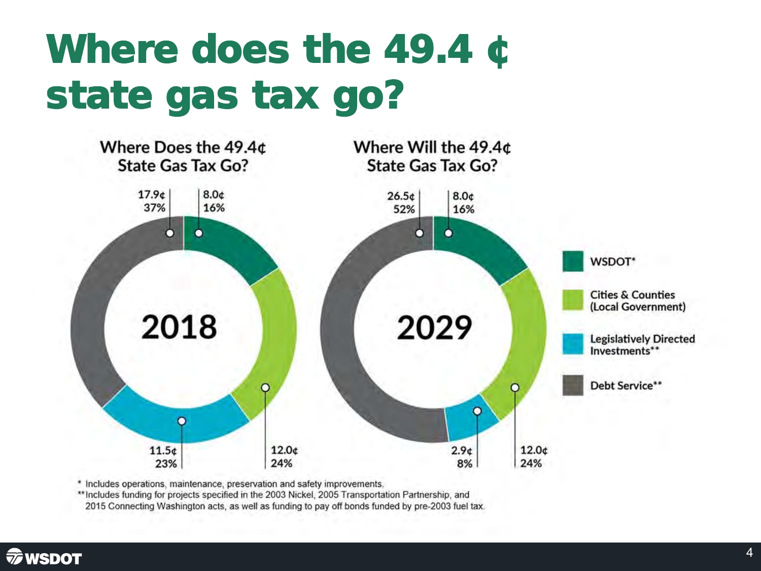# Where does the 49.4 ¢ state gas tax go?

| Category | 2018: Where Does the 49.4¢ State Gas Tax Go? | 2029: Where Will the 49.4¢ State Gas Tax Go? |
|---|---|---|
| WSDOT* | 8.0¢ (16%) | 8.0¢ (16%) |
| Cities & Counties (Local Government) | 12.0¢ (24%) | 12.0¢ (24%) |
| Legislatively Directed Investments** | 11.5¢ (23%) | 2.9¢ (8%) |
| Debt Service** | 17.9¢ (37%) | 26.5¢ (52%) |

\* Includes operations, maintenance, preservation and safety improvements.

\*\*Includes funding for projects specified in the 2003 Nickel, 2005 Transportation Partnership, and 2015 Connecting Washington acts, as well as funding to pay off bonds funded by pre-2003 fuel tax.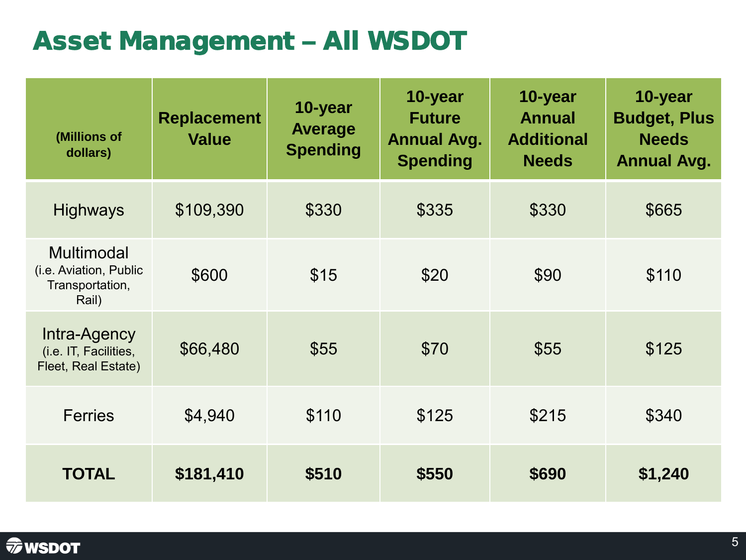# Asset Management – All WSDOT

| (Millions of dollars) | Replacement Value | 10-year Average Spending | 10-year Future Annual Avg. Spending | 10-year Annual Additional Needs | 10-year Budget, Plus Needs Annual Avg. |
|---|---|---|---|---|---|
| Highways | $109,390 | $330 | $335 | $330 | $665 |
| Multimodal (i.e. Aviation, Public Transportation, Rail) | $600 | $15 | $20 | $90 | $110 |
| Intra-Agency (i.e. IT, Facilities, Fleet, Real Estate) | $66,480 | $55 | $70 | $55 | $125 |
| Ferries | $4,940 | $110 | $125 | $215 | $340 |
| **TOTAL** | **$181,410** | **$510** | **$550** | **$690** | **$1,240** |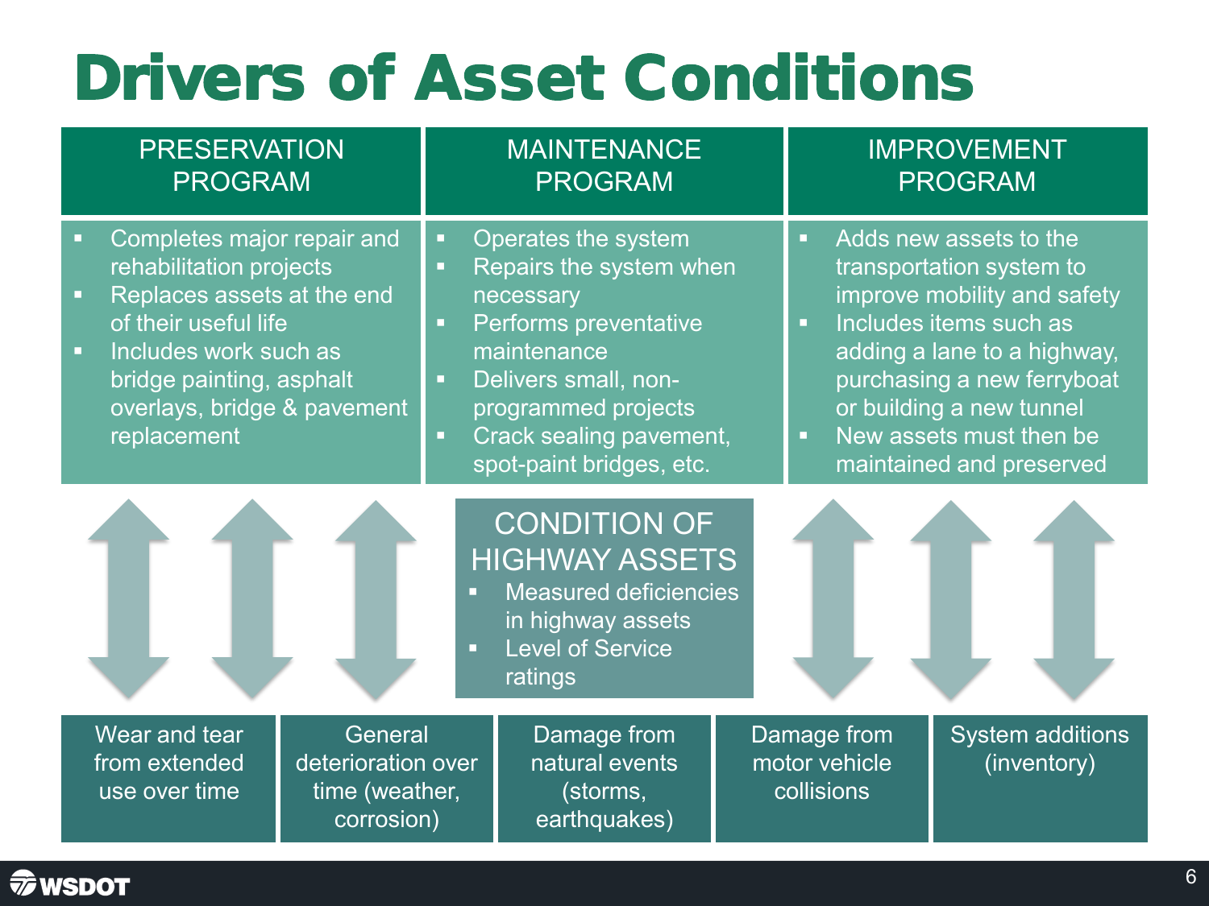# Drivers of Asset Conditions

## PRESERVATION PROGRAM

- Completes major repair and rehabilitation projects
- Replaces assets at the end of their useful life
- Includes work such as bridge painting, asphalt overlays, bridge & pavement replacement

## MAINTENANCE PROGRAM

- Operates the system
- Repairs the system when necessary
- Performs preventative maintenance
- Delivers small, non-programmed projects
- Crack sealing pavement, spot-paint bridges, etc.

## IMPROVEMENT PROGRAM

- Adds new assets to the transportation system to improve mobility and safety
- Includes items such as adding a lane to a highway, purchasing a new ferryboat or building a new tunnel
- New assets must then be maintained and preserved

## CONDITION OF HIGHWAY ASSETS

- Measured deficiencies in highway assets
- Level of Service ratings

| Wear and tear from extended use over time | General deterioration over time (weather, corrosion) | Damage from natural events (storms, earthquakes) | Damage from motor vehicle collisions | System additions (inventory) |
|---|---|---|---|---|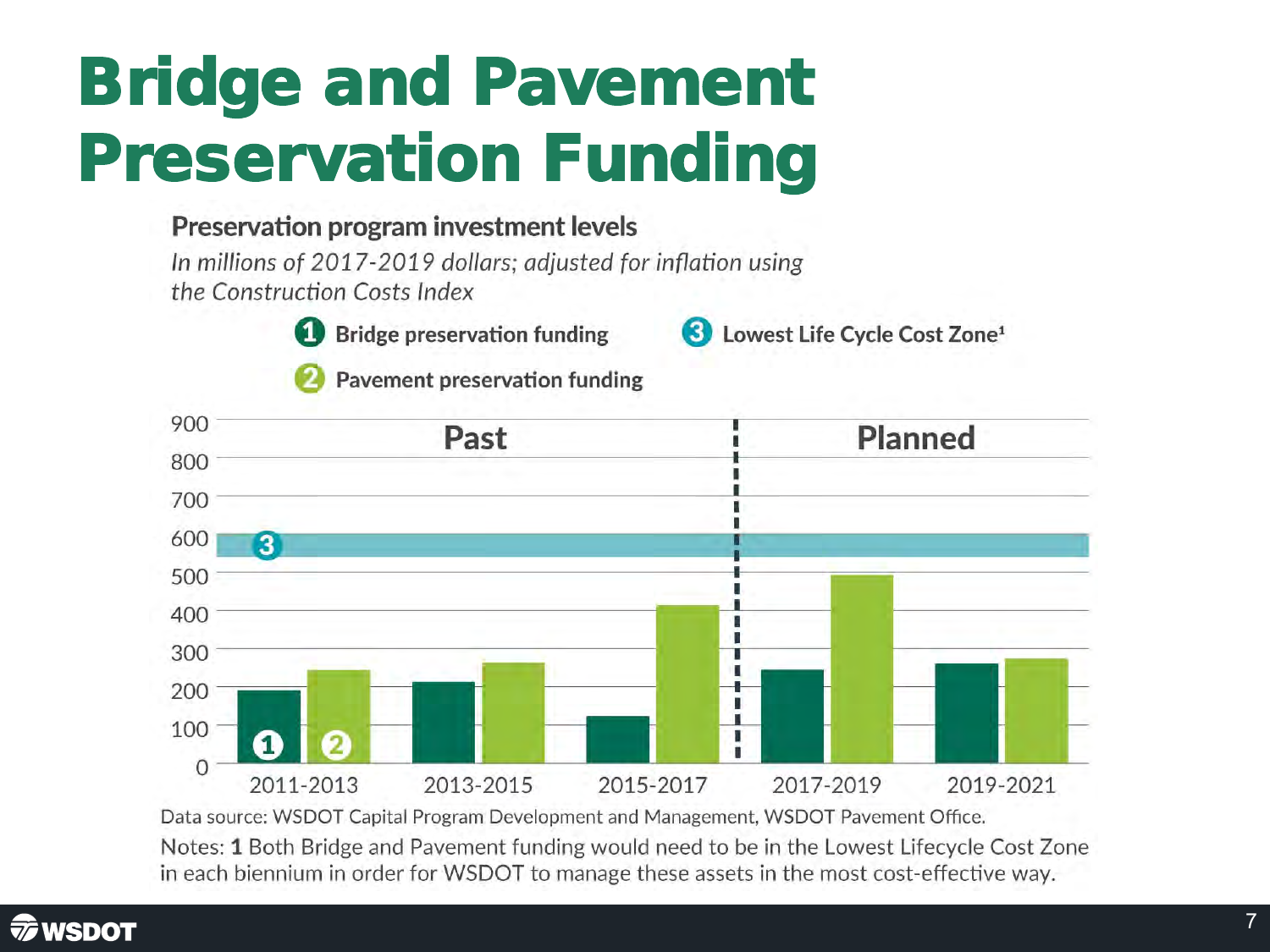# Bridge and Pavement Preservation Funding

**Preservation program investment levels**

*In millions of 2017-2019 dollars; adjusted for inflation using the Construction Costs Index*

1. Bridge preservation funding
2. Pavement preservation funding
3. Lowest Life Cycle Cost Zone[1]

Past | Planned

2011-2013, 2013-2015, 2015-2017, 2017-2019, 2019-2021

Data source: WSDOT Capital Program Development and Management, WSDOT Pavement Office.

Notes: **1** Both Bridge and Pavement funding would need to be in the Lowest Lifecycle Cost Zone in each biennium in order for WSDOT to manage these assets in the most cost-effective way.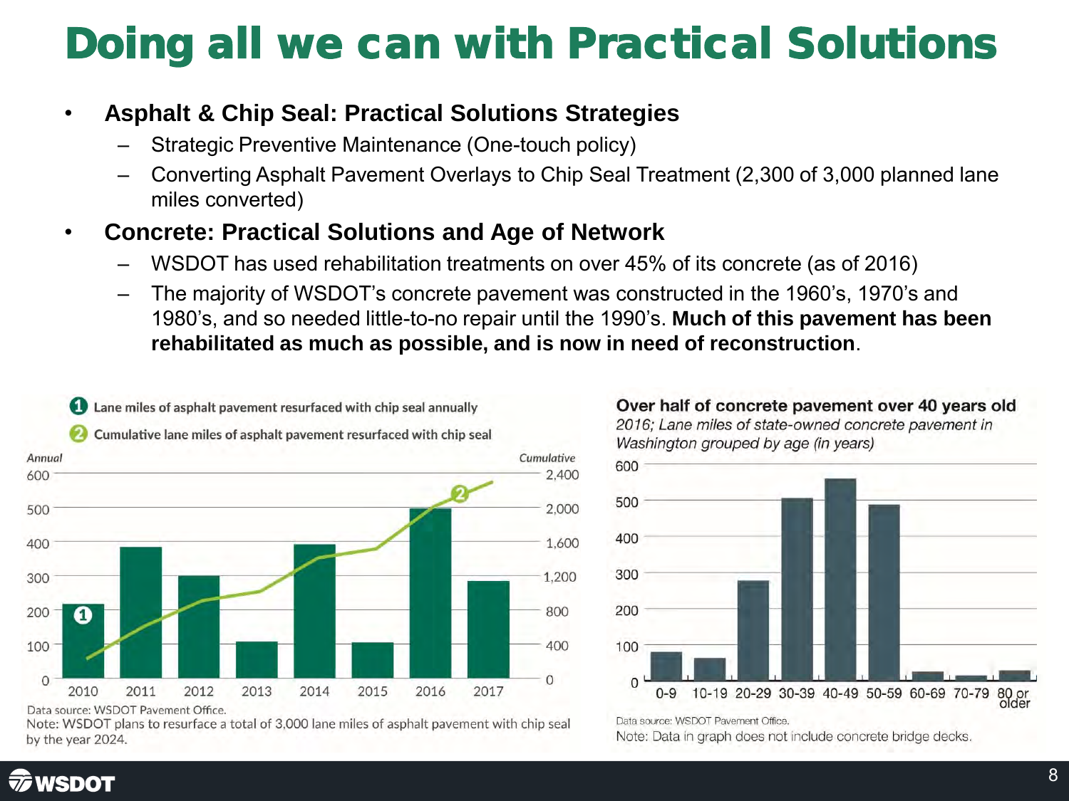# Doing all we can with Practical Solutions

- **Asphalt & Chip Seal: Practical Solutions Strategies**
  - Strategic Preventive Maintenance (One-touch policy)
  - Converting Asphalt Pavement Overlays to Chip Seal Treatment (2,300 of 3,000 planned lane miles converted)
- **Concrete: Practical Solutions and Age of Network**
  - WSDOT has used rehabilitation treatments on over 45% of its concrete (as of 2016)
  - The majority of WSDOT's concrete pavement was constructed in the 1960's, 1970's and 1980's, and so needed little-to-no repair until the 1990's. **Much of this pavement has been rehabilitated as much as possible, and is now in need of reconstruction**.

1 Lane miles of asphalt pavement resurfaced with chip seal annually

2 Cumulative lane miles of asphalt pavement resurfaced with chip seal

Data source: WSDOT Pavement Office.

Note: WSDOT plans to resurface a total of 3,000 lane miles of asphalt pavement with chip seal by the year 2024.

**Over half of concrete pavement over 40 years old**

*2016; Lane miles of state-owned concrete pavement in Washington grouped by age (in years)*

Data source: WSDOT Pavement Office.

Note: Data in graph does not include concrete bridge decks.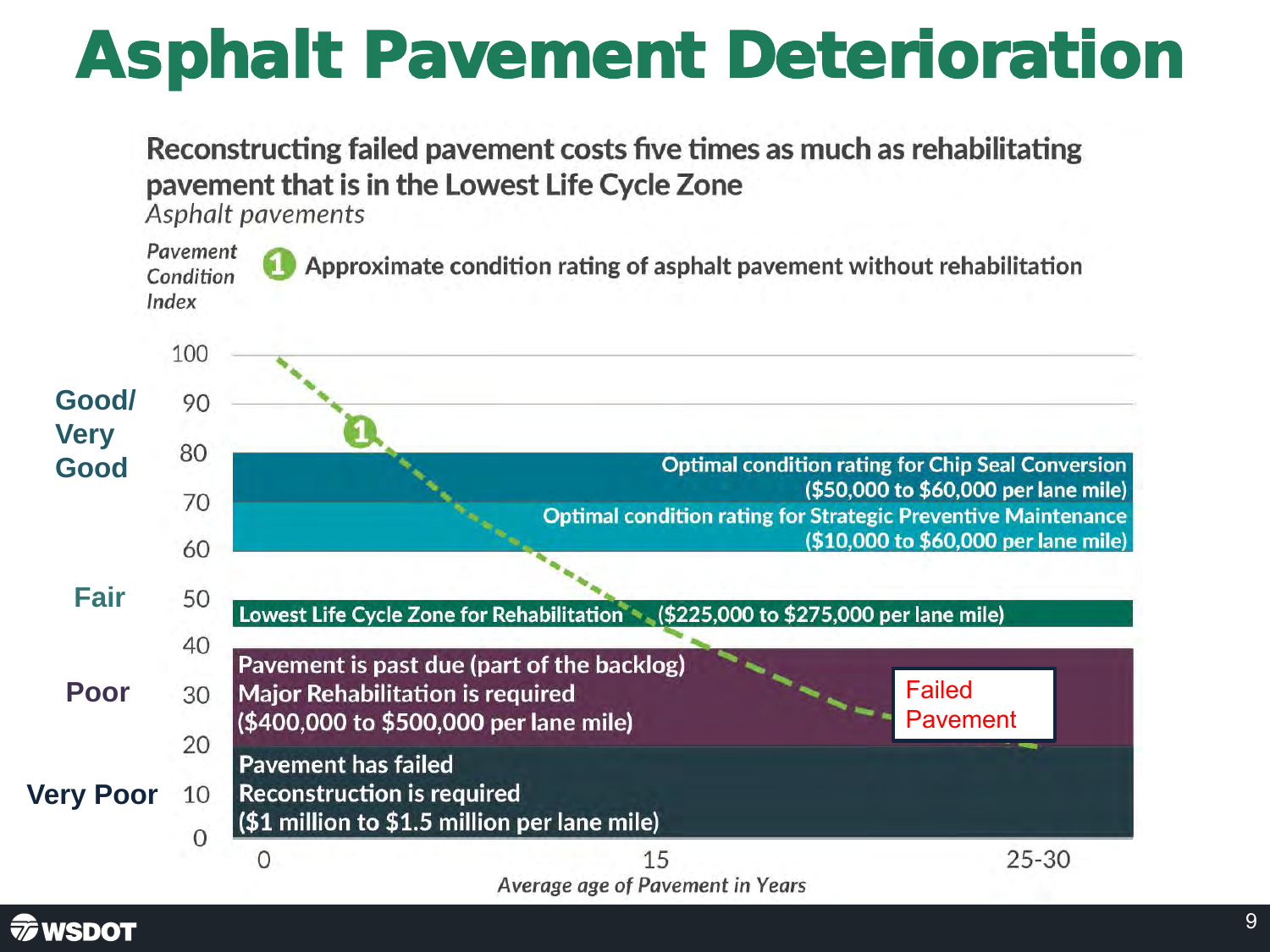# Asphalt Pavement Deterioration

**Reconstructing failed pavement costs five times as much as rehabilitating pavement that is in the Lowest Life Cycle Zone**

*Asphalt pavements*

*Pavement Condition Index*

① Approximate condition rating of asphalt pavement without rehabilitation

| Condition | Pavement Condition Index | Zone |
|---|---|---|
| Good/ Very Good | 70–80 | Optimal condition rating for Chip Seal Conversion ($50,000 to $60,000 per lane mile) |
| Good/ Very Good | 60–70 | Optimal condition rating for Strategic Preventive Maintenance ($10,000 to $60,000 per lane mile) |
| Fair | 45–50 | Lowest Life Cycle Zone for Rehabilitation ($225,000 to $275,000 per lane mile) |
| Poor | 20–40 | Pavement is past due (part of the backlog) Major Rehabilitation is required ($400,000 to $500,000 per lane mile) |
| Very Poor | 0–20 | Pavement has failed Reconstruction is required ($1 million to $1.5 million per lane mile) |

Failed Pavement

*Average age of Pavement in Years*: 0, 15, 25-30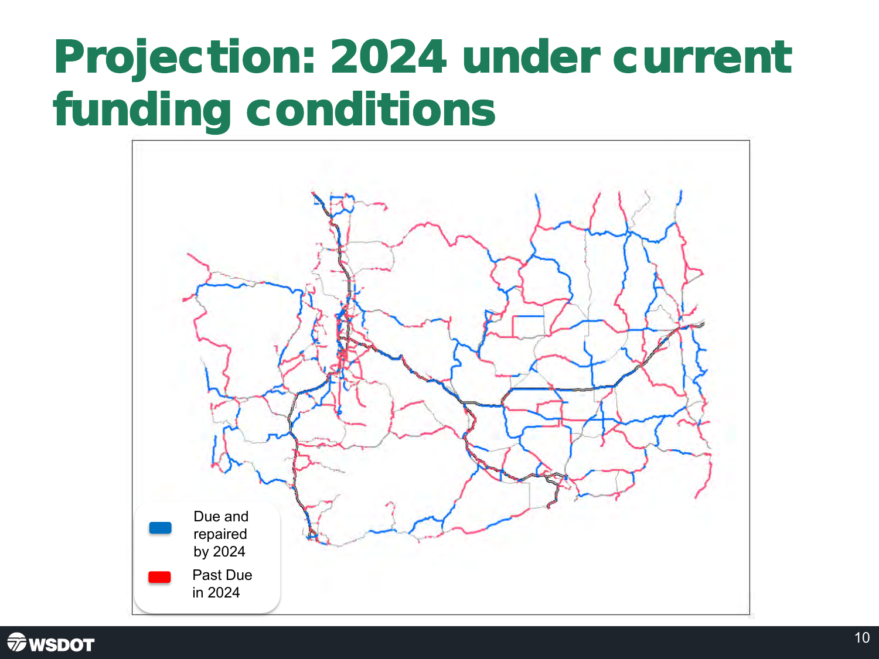# Projection: 2024 under current funding conditions

Due and repaired by 2024

Past Due in 2024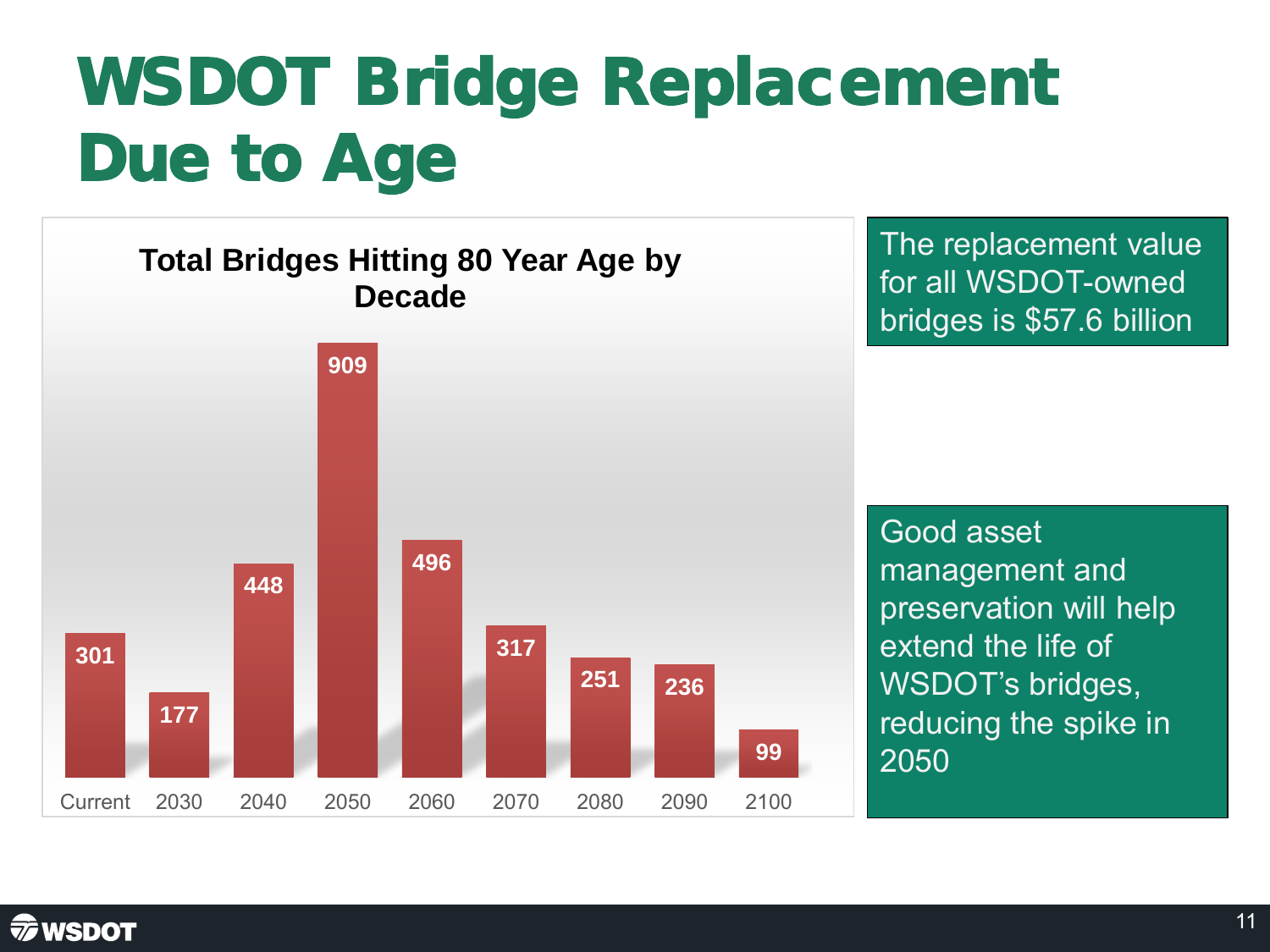# WSDOT Bridge Replacement Due to Age

**Total Bridges Hitting 80 Year Age by Decade**

| Decade | Bridges |
|---|---|
| Current | 301 |
| 2030 | 177 |
| 2040 | 448 |
| 2050 | 909 |
| 2060 | 496 |
| 2070 | 317 |
| 2080 | 251 |
| 2090 | 236 |
| 2100 | 99 |

The replacement value for all WSDOT-owned bridges is $57.6 billion

Good asset management and preservation will help extend the life of WSDOT's bridges, reducing the spike in 2050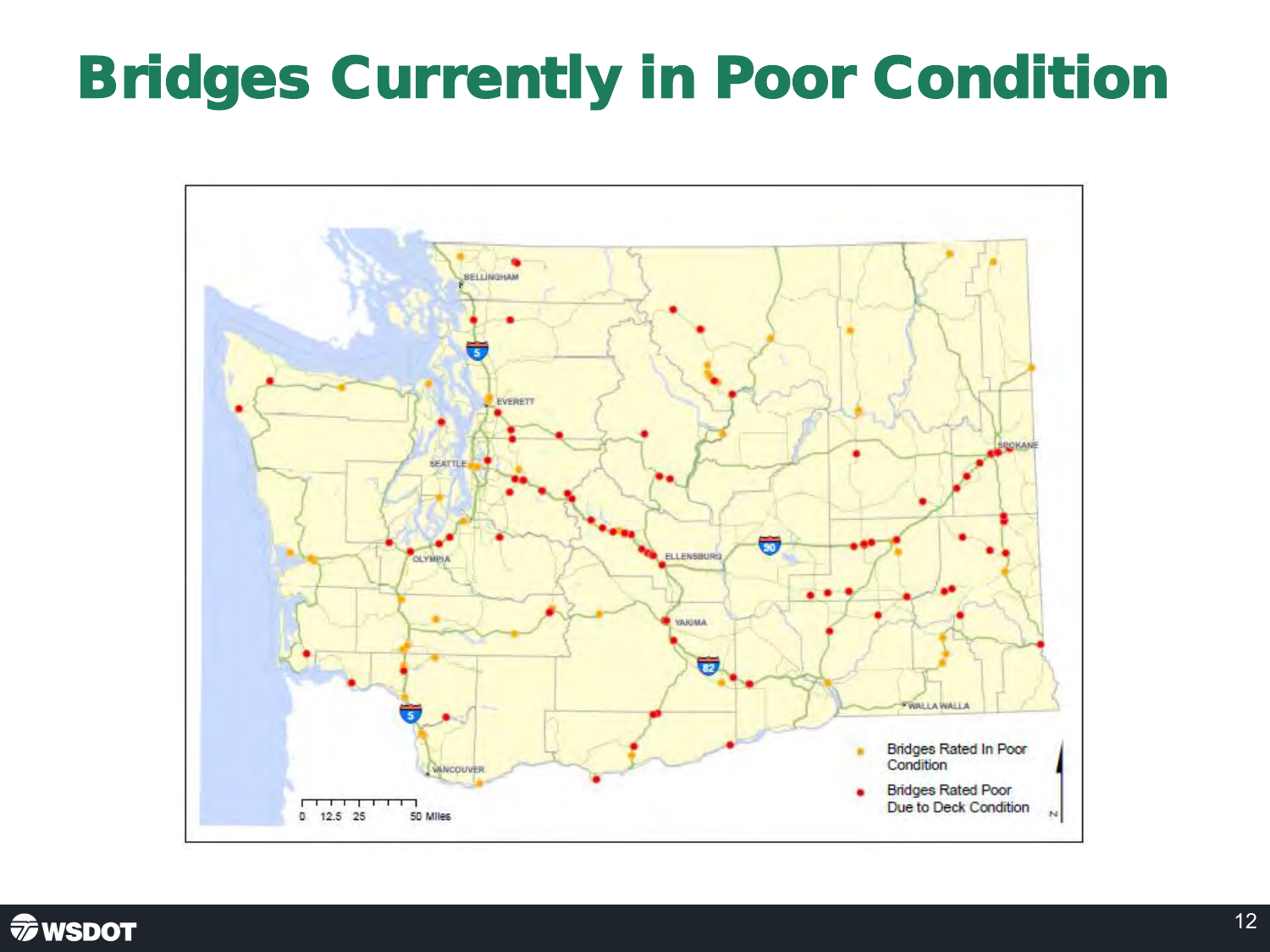# Bridges Currently in Poor Condition

BELLINGHAM
EVERETT
SEATTLE
OLYMPIA
ELLENSBURG
YAKIMA
SPOKANE
WALLA WALLA
VANCOUVER

0 12.5 25 50 Miles

- Bridges Rated In Poor Condition
- Bridges Rated Poor Due to Deck Condition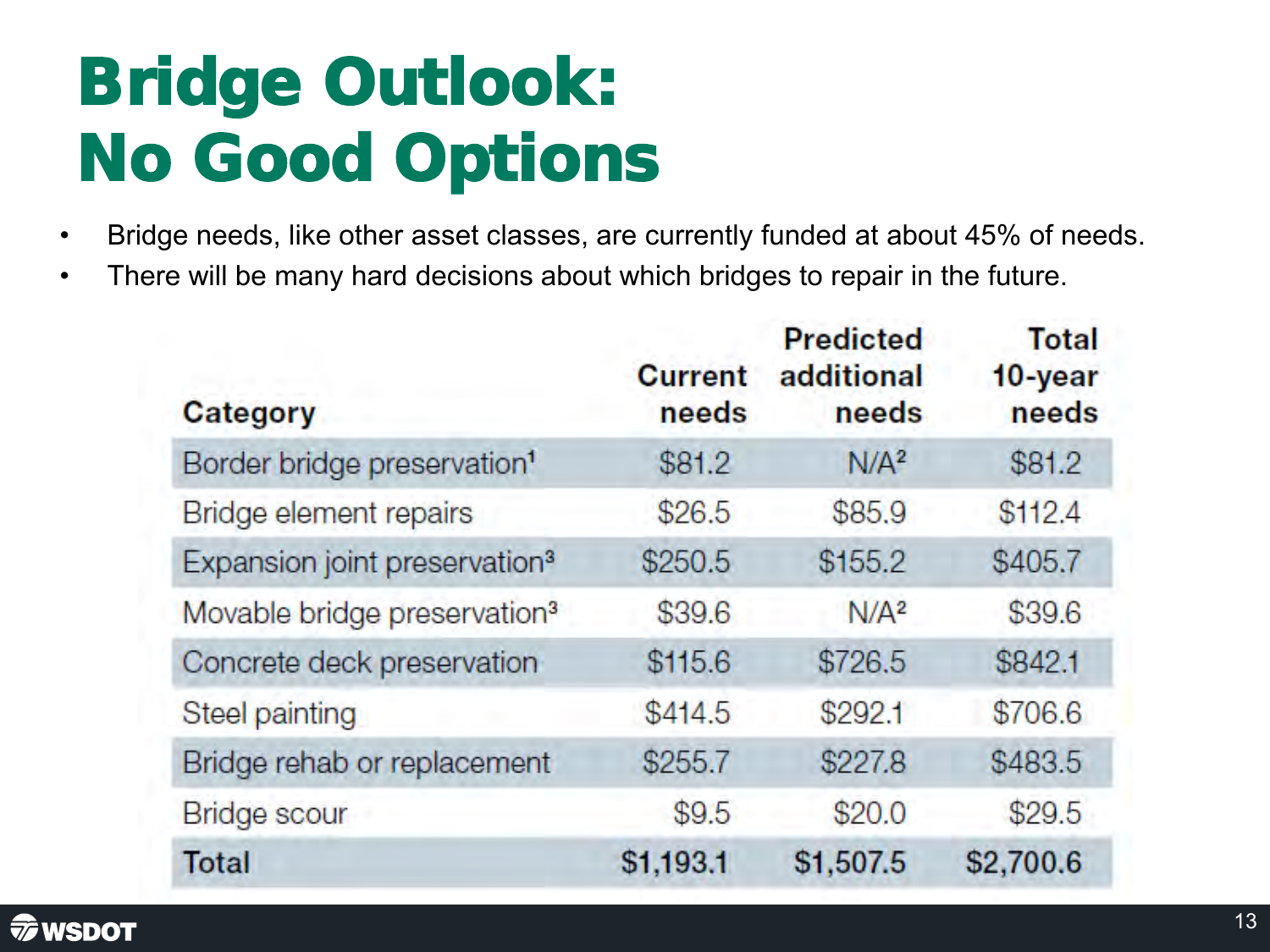# Bridge Outlook: No Good Options

- Bridge needs, like other asset classes, are currently funded at about 45% of needs.
- There will be many hard decisions about which bridges to repair in the future.

| Category | Current needs | Predicted additional needs | Total 10-year needs |
|---|---|---|---|
| Border bridge preservation[1] | $81.2 | N/A[2] | $81.2 |
| Bridge element repairs | $26.5 | $85.9 | $112.4 |
| Expansion joint preservation[3] | $250.5 | $155.2 | $405.7 |
| Movable bridge preservation[3] | $39.6 | N/A[2] | $39.6 |
| Concrete deck preservation | $115.6 | $726.5 | $842.1 |
| Steel painting | $414.5 | $292.1 | $706.6 |
| Bridge rehab or replacement | $255.7 | $227.8 | $483.5 |
| Bridge scour | $9.5 | $20.0 | $29.5 |
| **Total** | **$1,193.1** | **$1,507.5** | **$2,700.6** |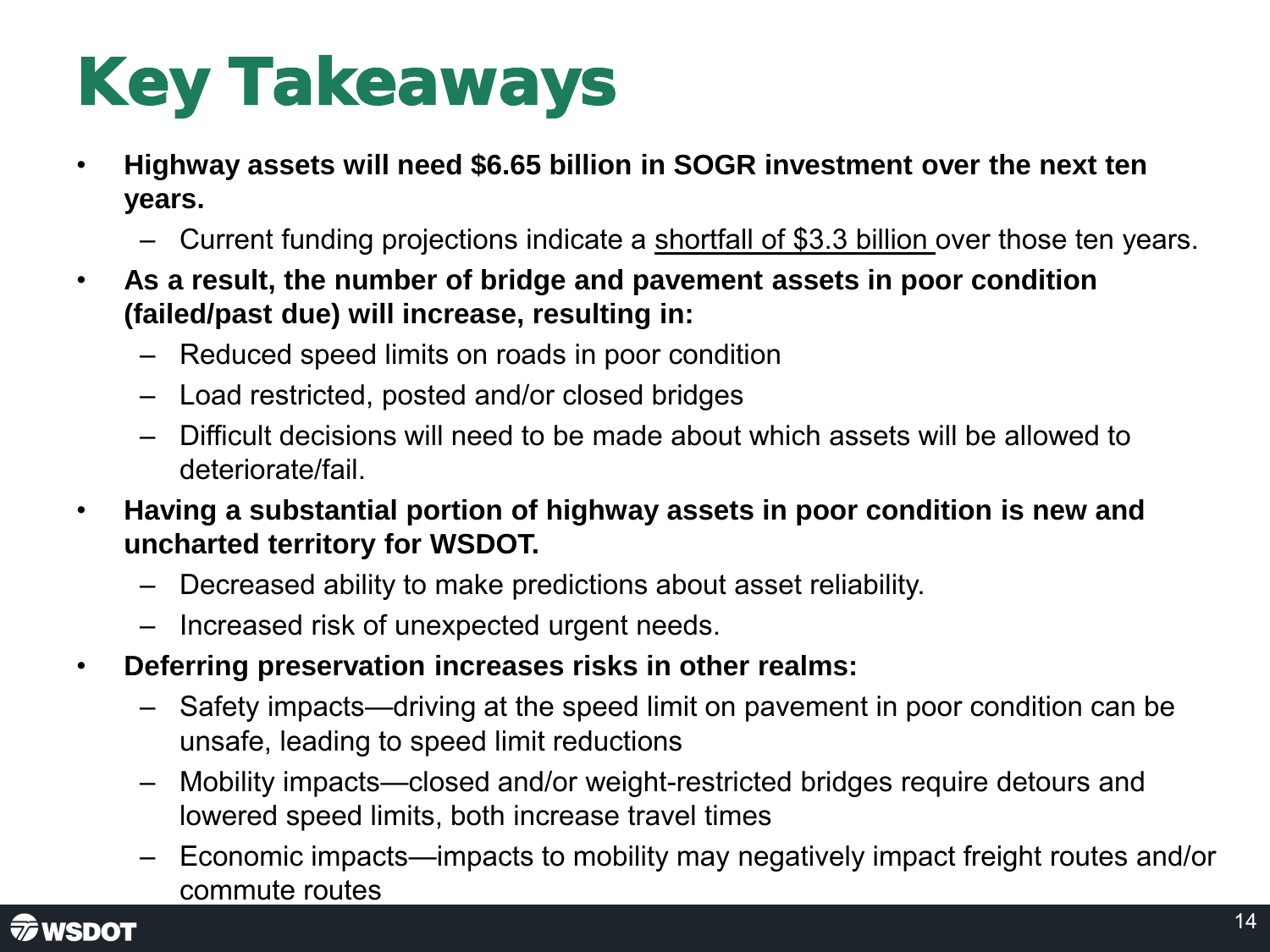# Key Takeaways

- **Highway assets will need $6.65 billion in SOGR investment over the next ten years.**
  - Current funding projections indicate a <u>shortfall of $3.3 billion</u> over those ten years.
- **As a result, the number of bridge and pavement assets in poor condition (failed/past due) will increase, resulting in:**
  - Reduced speed limits on roads in poor condition
  - Load restricted, posted and/or closed bridges
  - Difficult decisions will need to be made about which assets will be allowed to deteriorate/fail.
- **Having a substantial portion of highway assets in poor condition is new and uncharted territory for WSDOT.**
  - Decreased ability to make predictions about asset reliability.
  - Increased risk of unexpected urgent needs.
- **Deferring preservation increases risks in other realms:**
  - Safety impacts—driving at the speed limit on pavement in poor condition can be unsafe, leading to speed limit reductions
  - Mobility impacts—closed and/or weight-restricted bridges require detours and lowered speed limits, both increase travel times
  - Economic impacts—impacts to mobility may negatively impact freight routes and/or commute routes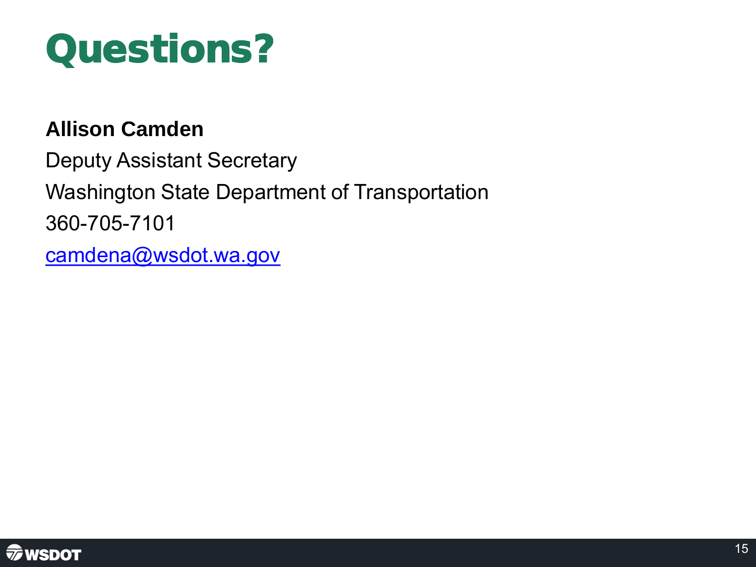# Questions?

**Allison Camden**

Deputy Assistant Secretary

Washington State Department of Transportation

360-705-7101

[camdena@wsdot.wa.gov](mailto:camdena@wsdot.wa.gov)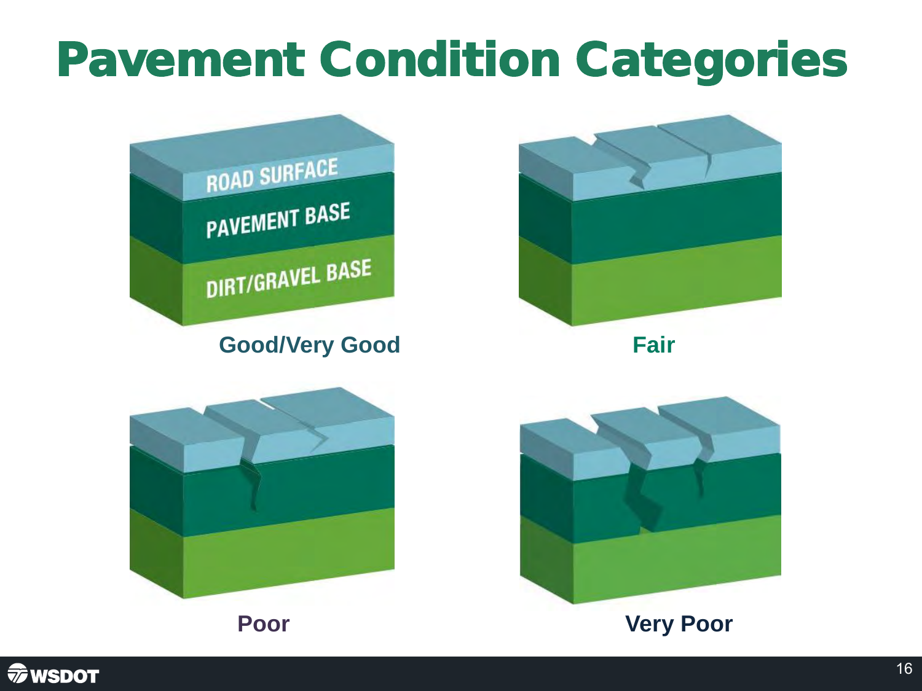# Pavement Condition Categories

ROAD SURFACE

PAVEMENT BASE

DIRT/GRAVEL BASE

Good/Very Good

Fair

Poor

Very Poor